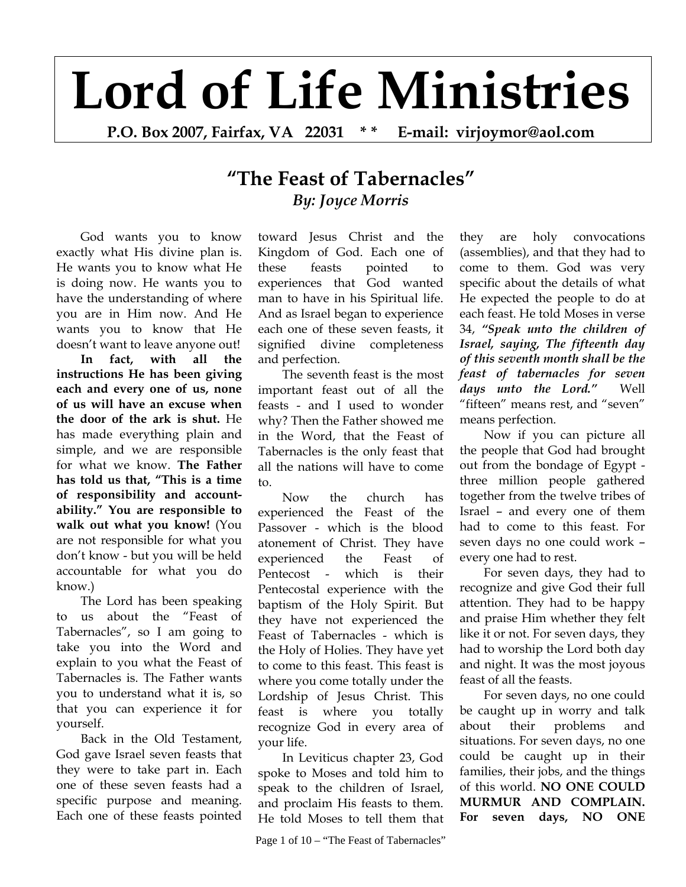# Lord of Life Ministries

**P.O. Box 2007, Fairfax, VA 22031 * * E-mail: virjoymor@aol.com**

## "The Feast of Tabernacles"

***By: Joyce Morris***

God wants you to know exactly what His divine plan is. He wants you to know what He is doing now. He wants you to have the understanding of where you are in Him now. And He wants you to know that He doesn't want to leave anyone out!

**In fact, with all the instructions He has been giving each and every one of us, none of us will have an excuse when the door of the ark is shut.** He has made everything plain and simple, and we are responsible for what we know. **The Father has told us that, "This is a time of responsibility and accountability." You are responsible to walk out what you know!** (You are not responsible for what you don't know - but you will be held accountable for what you do know.)

The Lord has been speaking to us about the "Feast of Tabernacles", so I am going to take you into the Word and explain to you what the Feast of Tabernacles is. The Father wants you to understand what it is, so that you can experience it for yourself.

Back in the Old Testament, God gave Israel seven feasts that they were to take part in. Each one of these seven feasts had a specific purpose and meaning. Each one of these feasts pointed toward Jesus Christ and the Kingdom of God. Each one of these feasts pointed to experiences that God wanted man to have in his Spiritual life. And as Israel began to experience each one of these seven feasts, it signified divine completeness and perfection.

The seventh feast is the most important feast out of all the feasts - and I used to wonder why? Then the Father showed me in the Word, that the Feast of Tabernacles is the only feast that all the nations will have to come to.

Now the church has experienced the Feast of the Passover - which is the blood atonement of Christ. They have experienced the Feast of Pentecost - which is their Pentecostal experience with the baptism of the Holy Spirit. But they have not experienced the Feast of Tabernacles - which is the Holy of Holies. They have yet to come to this feast. This feast is where you come totally under the Lordship of Jesus Christ. This feast is where you totally recognize God in every area of your life.

In Leviticus chapter 23, God spoke to Moses and told him to speak to the children of Israel, and proclaim His feasts to them. He told Moses to tell them that they are holy convocations (assemblies), and that they had to come to them. God was very specific about the details of what He expected the people to do at each feast. He told Moses in verse 34, ***"Speak unto the children of Israel, saying, The fifteenth day of this seventh month shall be the feast of tabernacles for seven days unto the Lord."*** Well "fifteen" means rest, and "seven" means perfection.

Now if you can picture all the people that God had brought out from the bondage of Egypt - three million people gathered together from the twelve tribes of Israel – and every one of them had to come to this feast. For seven days no one could work – every one had to rest.

For seven days, they had to recognize and give God their full attention. They had to be happy and praise Him whether they felt like it or not. For seven days, they had to worship the Lord both day and night. It was the most joyous feast of all the feasts.

For seven days, no one could be caught up in worry and talk about their problems and situations. For seven days, no one could be caught up in their families, their jobs, and the things of this world. **NO ONE COULD MURMUR AND COMPLAIN. For seven days, NO ONE**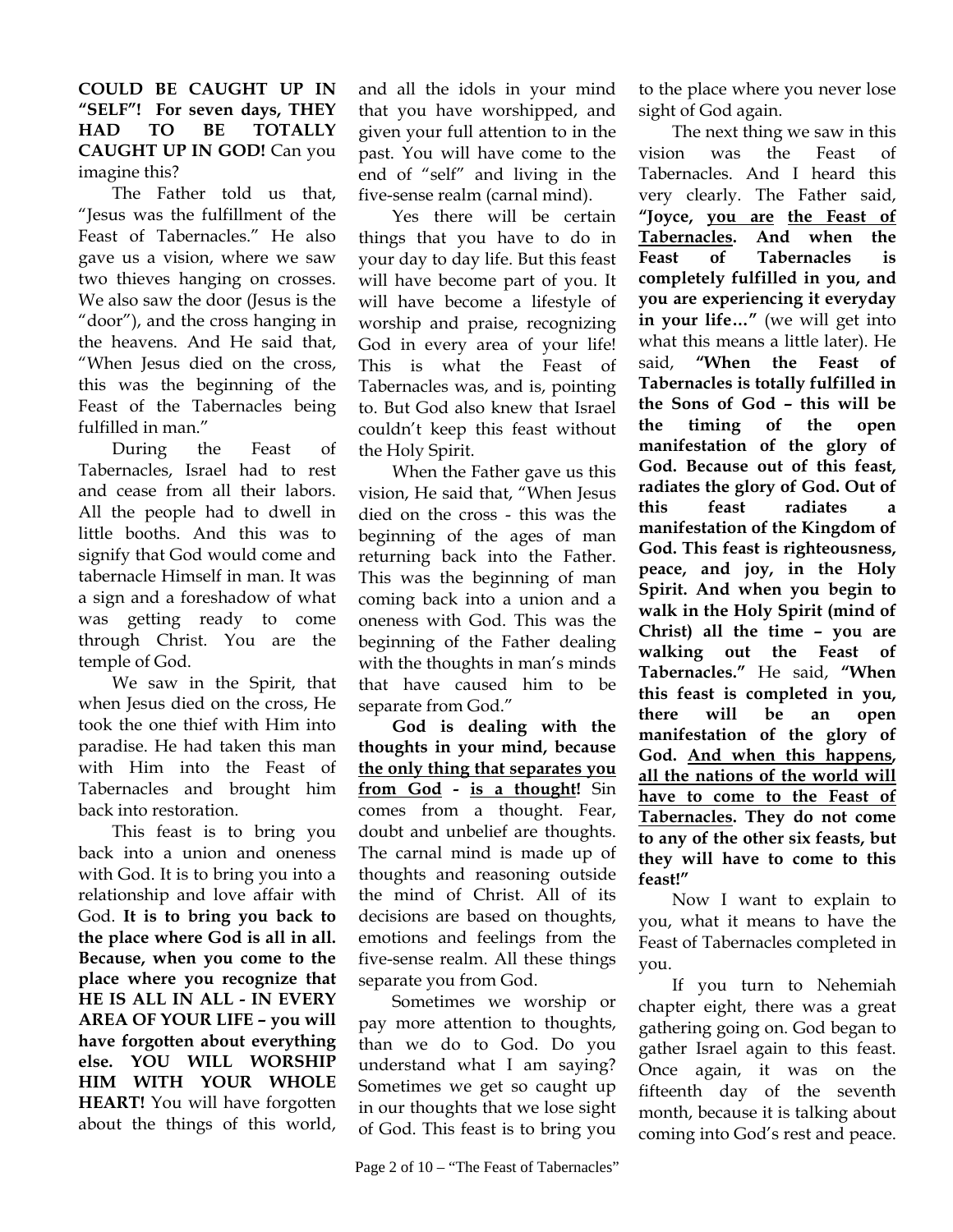**COULD BE CAUGHT UP IN "SELF"! For seven days, THEY HAD TO BE TOTALLY CAUGHT UP IN GOD!** Can you imagine this?

The Father told us that, "Jesus was the fulfillment of the Feast of Tabernacles." He also gave us a vision, where we saw two thieves hanging on crosses. We also saw the door (Jesus is the "door"), and the cross hanging in the heavens. And He said that, "When Jesus died on the cross, this was the beginning of the Feast of the Tabernacles being fulfilled in man."

During the Feast of Tabernacles, Israel had to rest and cease from all their labors. All the people had to dwell in little booths. And this was to signify that God would come and tabernacle Himself in man. It was a sign and a foreshadow of what was getting ready to come through Christ. You are the temple of God.

We saw in the Spirit, that when Jesus died on the cross, He took the one thief with Him into paradise. He had taken this man with Him into the Feast of Tabernacles and brought him back into restoration.

This feast is to bring you back into a union and oneness with God. It is to bring you into a relationship and love affair with God. **It is to bring you back to the place where God is all in all. Because, when you come to the place where you recognize that HE IS ALL IN ALL - IN EVERY AREA OF YOUR LIFE – you will have forgotten about everything else. YOU WILL WORSHIP HIM WITH YOUR WHOLE HEART!** You will have forgotten about the things of this world, and all the idols in your mind that you have worshipped, and given your full attention to in the past. You will have come to the end of "self" and living in the five-sense realm (carnal mind).

Yes there will be certain things that you have to do in your day to day life. But this feast will have become part of you. It will have become a lifestyle of worship and praise, recognizing God in every area of your life! This is what the Feast of Tabernacles was, and is, pointing to. But God also knew that Israel couldn't keep this feast without the Holy Spirit.

When the Father gave us this vision, He said that, "When Jesus died on the cross - this was the beginning of the ages of man returning back into the Father. This was the beginning of man coming back into a union and a oneness with God. This was the beginning of the Father dealing with the thoughts in man's minds that have caused him to be separate from God."

**God is dealing with the thoughts in your mind, because <u>the only thing that separates you from God</u> - <u>is a thought</u>!** Sin comes from a thought. Fear, doubt and unbelief are thoughts. The carnal mind is made up of thoughts and reasoning outside the mind of Christ. All of its decisions are based on thoughts, emotions and feelings from the five-sense realm. All these things separate you from God.

Sometimes we worship or pay more attention to thoughts, than we do to God. Do you understand what I am saying? Sometimes we get so caught up in our thoughts that we lose sight of God. This feast is to bring you to the place where you never lose sight of God again.

The next thing we saw in this vision was the Feast of Tabernacles. And I heard this very clearly. The Father said, **"Joyce, <u>you are</u> <u>the Feast of Tabernacles</u>. And when the Feast of Tabernacles is completely fulfilled in you, and you are experiencing it everyday in your life…"** (we will get into what this means a little later). He said, **"When the Feast of Tabernacles is totally fulfilled in the Sons of God – this will be the timing of the open manifestation of the glory of God. Because out of this feast, radiates the glory of God. Out of this feast radiates a manifestation of the Kingdom of God. This feast is righteousness, peace, and joy, in the Holy Spirit. And when you begin to walk in the Holy Spirit (mind of Christ) all the time – you are walking out the Feast of Tabernacles."** He said, **"When this feast is completed in you, there will be an open manifestation of the glory of God. <u>And when this happens</u>, <u>all the nations of the world will have to come to the Feast of Tabernacles</u>. They do not come to any of the other six feasts, but they will have to come to this feast!"**

Now I want to explain to you, what it means to have the Feast of Tabernacles completed in you.

If you turn to Nehemiah chapter eight, there was a great gathering going on. God began to gather Israel again to this feast. Once again, it was on the fifteenth day of the seventh month, because it is talking about coming into God's rest and peace.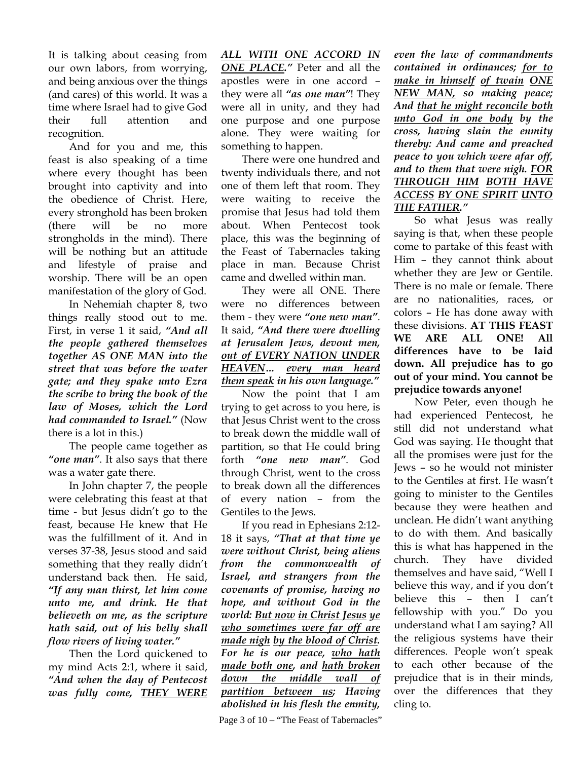It is talking about ceasing from our own labors, from worrying, and being anxious over the things (and cares) of this world. It was a time where Israel had to give God their full attention and recognition.

And for you and me, this feast is also speaking of a time where every thought has been brought into captivity and into the obedience of Christ. Here, every stronghold has been broken (there will be no more strongholds in the mind). There will be nothing but an attitude and lifestyle of praise and worship. There will be an open manifestation of the glory of God.

In Nehemiah chapter 8, two things really stood out to me. First, in verse 1 it said, ***"And all the people gathered themselves together <u>AS ONE MAN</u> into the street that was before the water gate; and they spake unto Ezra the scribe to bring the book of the law of Moses, which the Lord had commanded to Israel."*** (Now there is a lot in this.)

The people came together as ***"one man"***. It also says that there was a water gate there.

In John chapter 7, the people were celebrating this feast at that time - but Jesus didn't go to the feast, because He knew that He was the fulfillment of it. And in verses 37-38, Jesus stood and said something that they really didn't understand back then. He said, ***"If any man thirst, let him come unto me, and drink. He that believeth on me, as the scripture hath said, out of his belly shall flow rivers of living water."***

Then the Lord quickened to my mind Acts 2:1, where it said, ***"And when the day of Pentecost was fully come, <u>THEY WERE ALL WITH ONE ACCORD IN ONE PLACE</u>."*** Peter and all the apostles were in one accord – they were all ***"as one man"***! They were all in unity, and they had one purpose and one purpose alone. They were waiting for something to happen.

There were one hundred and twenty individuals there, and not one of them left that room. They were waiting to receive the promise that Jesus had told them about. When Pentecost took place, this was the beginning of the Feast of Tabernacles taking place in man. Because Christ came and dwelled within man.

They were all ONE. There were no differences between them - they were ***"one new man"***. It said, ***"And there were dwelling at Jerusalem Jews, devout men, <u>out of EVERY NATION UNDER HEAVEN</u>... <u>every man heard them speak</u> in his own language."***

Now the point that I am trying to get across to you here, is that Jesus Christ went to the cross to break down the middle wall of partition, so that He could bring forth ***"one new man"***. God through Christ, went to the cross to break down all the differences of every nation – from the Gentiles to the Jews.

If you read in Ephesians 2:12-18 it says, ***"That at that time ye were without Christ, being aliens from the commonwealth of Israel, and strangers from the covenants of promise, having no hope, and without God in the world: <u>But now</u> <u>in Christ Jesus</u> <u>ye who sometimes were far off are made nigh</u> <u>by the blood of Christ</u>. For he is our peace, <u>who hath made both one</u>, and <u>hath broken down the middle wall of partition between us</u>; Having abolished in his flesh the enmity, even the law of commandments contained in ordinances; <u>for to make in himself</u> <u>of twain</u> <u>ONE NEW MAN</u>, so making peace; And <u>that he might reconcile both unto God in one body</u> by the cross, having slain the enmity thereby: And came and preached peace to you which were afar off, and to them that were nigh. <u>FOR THROUGH HIM</u> <u>BOTH HAVE ACCESS</u> <u>BY ONE SPIRIT</u> <u>UNTO THE FATHER</u>."***

So what Jesus was really saying is that, when these people come to partake of this feast with Him – they cannot think about whether they are Jew or Gentile. There is no male or female. There are no nationalities, races, or colors – He has done away with these divisions. **AT THIS FEAST WE ARE ALL ONE! All differences have to be laid down. All prejudice has to go out of your mind. You cannot be prejudice towards anyone!**

Now Peter, even though he had experienced Pentecost, he still did not understand what God was saying. He thought that all the promises were just for the Jews – so he would not minister to the Gentiles at first. He wasn't going to minister to the Gentiles because they were heathen and unclean. He didn't want anything to do with them. And basically this is what has happened in the church. They have divided themselves and have said, "Well I believe this way, and if you don't believe this – then I can't fellowship with you." Do you understand what I am saying? All the religious systems have their differences. People won't speak to each other because of the prejudice that is in their minds, over the differences that they cling to.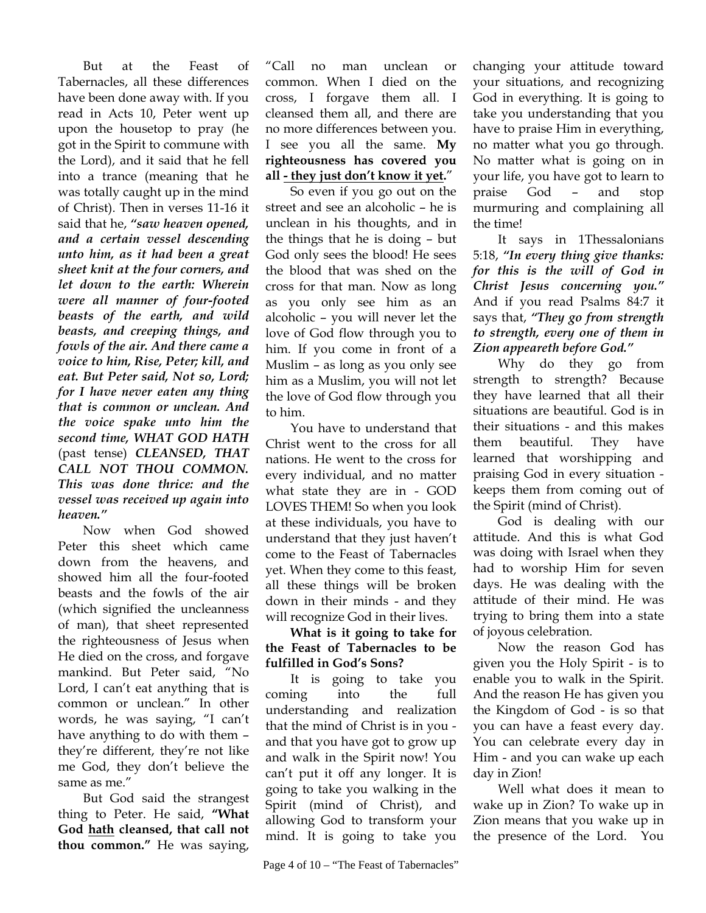But at the Feast of Tabernacles, all these differences have been done away with. If you read in Acts 10, Peter went up upon the housetop to pray (he got in the Spirit to commune with the Lord), and it said that he fell into a trance (meaning that he was totally caught up in the mind of Christ). Then in verses 11-16 it said that he, ***"saw heaven opened, and a certain vessel descending unto him, as it had been a great sheet knit at the four corners, and let down to the earth: Wherein were all manner of four-footed beasts of the earth, and wild beasts, and creeping things, and fowls of the air. And there came a voice to him, Rise, Peter; kill, and eat. But Peter said, Not so, Lord; for I have never eaten any thing that is common or unclean. And the voice spake unto him the second time, WHAT GOD HATH*** (past tense) ***CLEANSED, THAT CALL NOT THOU COMMON. This was done thrice: and the vessel was received up again into heaven."***

Now when God showed Peter this sheet which came down from the heavens, and showed him all the four-footed beasts and the fowls of the air (which signified the uncleanness of man), that sheet represented the righteousness of Jesus when He died on the cross, and forgave mankind. But Peter said, "No Lord, I can't eat anything that is common or unclean." In other words, he was saying, "I can't have anything to do with them – they're different, they're not like me God, they don't believe the same as me."

But God said the strangest thing to Peter. He said, **"What God <u>hath</u> cleansed, that call not thou common."** He was saying, "Call no man unclean or common. When I died on the cross, I forgave them all. I cleansed them all, and there are no more differences between you. I see you all the same. **My righteousness has covered you all <u>- they just don't know it yet</u>.**"

So even if you go out on the street and see an alcoholic – he is unclean in his thoughts, and in the things that he is doing – but God only sees the blood! He sees the blood that was shed on the cross for that man. Now as long as you only see him as an alcoholic – you will never let the love of God flow through you to him. If you come in front of a Muslim – as long as you only see him as a Muslim, you will not let the love of God flow through you to him.

You have to understand that Christ went to the cross for all nations. He went to the cross for every individual, and no matter what state they are in - GOD LOVES THEM! So when you look at these individuals, you have to understand that they just haven't come to the Feast of Tabernacles yet. When they come to this feast, all these things will be broken down in their minds - and they will recognize God in their lives.

**What is it going to take for the Feast of Tabernacles to be fulfilled in God's Sons?**

It is going to take you coming into the full understanding and realization that the mind of Christ is in you - and that you have got to grow up and walk in the Spirit now! You can't put it off any longer. It is going to take you walking in the Spirit (mind of Christ), and allowing God to transform your mind. It is going to take you changing your attitude toward your situations, and recognizing God in everything. It is going to take you understanding that you have to praise Him in everything, no matter what you go through. No matter what is going on in your life, you have got to learn to praise God – and stop murmuring and complaining all the time!

It says in 1Thessalonians 5:18, ***"In every thing give thanks: for this is the will of God in Christ Jesus concerning you."*** And if you read Psalms 84:7 it says that, ***"They go from strength to strength, every one of them in Zion appeareth before God."***

Why do they go from strength to strength? Because they have learned that all their situations are beautiful. God is in their situations - and this makes them beautiful. They have learned that worshipping and praising God in every situation - keeps them from coming out of the Spirit (mind of Christ).

God is dealing with our attitude. And this is what God was doing with Israel when they had to worship Him for seven days. He was dealing with the attitude of their mind. He was trying to bring them into a state of joyous celebration.

Now the reason God has given you the Holy Spirit - is to enable you to walk in the Spirit. And the reason He has given you the Kingdom of God - is so that you can have a feast every day. You can celebrate every day in Him - and you can wake up each day in Zion!

Well what does it mean to wake up in Zion? To wake up in Zion means that you wake up in the presence of the Lord. You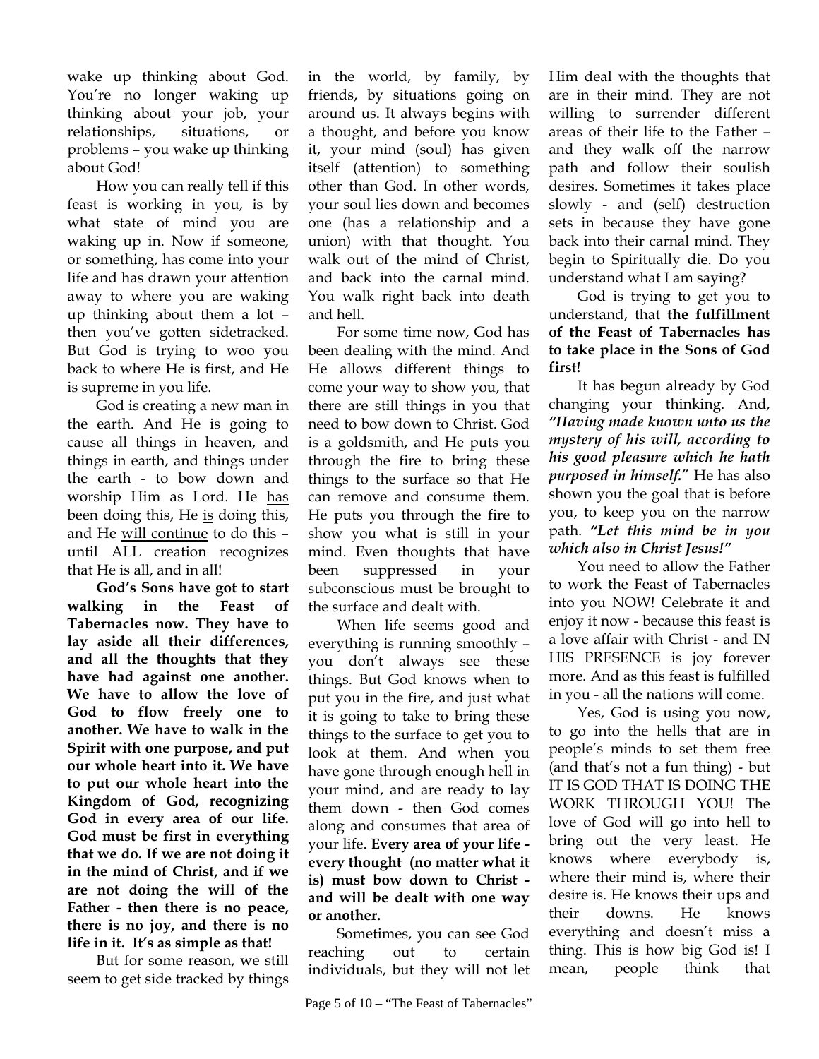wake up thinking about God. You're no longer waking up thinking about your job, your relationships, situations, or problems – you wake up thinking about God!

How you can really tell if this feast is working in you, is by what state of mind you are waking up in. Now if someone, or something, has come into your life and has drawn your attention away to where you are waking up thinking about them a lot – then you've gotten sidetracked. But God is trying to woo you back to where He is first, and He is supreme in you life.

God is creating a new man in the earth. And He is going to cause all things in heaven, and things in earth, and things under the earth - to bow down and worship Him as Lord. He has been doing this, He is doing this, and He will continue to do this – until ALL creation recognizes that He is all, and in all!

**God's Sons have got to start walking in the Feast of Tabernacles now. They have to lay aside all their differences, and all the thoughts that they have had against one another. We have to allow the love of God to flow freely one to another. We have to walk in the Spirit with one purpose, and put our whole heart into it. We have to put our whole heart into the Kingdom of God, recognizing God in every area of our life. God must be first in everything that we do. If we are not doing it in the mind of Christ, and if we are not doing the will of the Father - then there is no peace, there is no joy, and there is no life in it. It's as simple as that!**

But for some reason, we still seem to get side tracked by things in the world, by family, by friends, by situations going on around us. It always begins with a thought, and before you know it, your mind (soul) has given itself (attention) to something other than God. In other words, your soul lies down and becomes one (has a relationship and a union) with that thought. You walk out of the mind of Christ, and back into the carnal mind. You walk right back into death and hell.

For some time now, God has been dealing with the mind. And He allows different things to come your way to show you, that there are still things in you that need to bow down to Christ. God is a goldsmith, and He puts you through the fire to bring these things to the surface so that He can remove and consume them. He puts you through the fire to show you what is still in your mind. Even thoughts that have been suppressed in your subconscious must be brought to the surface and dealt with.

When life seems good and everything is running smoothly – you don't always see these things. But God knows when to put you in the fire, and just what it is going to take to bring these things to the surface to get you to look at them. And when you have gone through enough hell in your mind, and are ready to lay them down - then God comes along and consumes that area of your life. **Every area of your life - every thought (no matter what it is) must bow down to Christ - and will be dealt with one way or another.**

Sometimes, you can see God reaching out to certain individuals, but they will not let Him deal with the thoughts that are in their mind. They are not willing to surrender different areas of their life to the Father – and they walk off the narrow path and follow their soulish desires. Sometimes it takes place slowly - and (self) destruction sets in because they have gone back into their carnal mind. They begin to Spiritually die. Do you understand what I am saying?

God is trying to get you to understand, that **the fulfillment of the Feast of Tabernacles has to take place in the Sons of God first!**

It has begun already by God changing your thinking. And, ***"Having made known unto us the mystery of his will, according to his good pleasure which he hath purposed in himself."*** He has also shown you the goal that is before you, to keep you on the narrow path. ***"Let this mind be in you which also in Christ Jesus!"***

You need to allow the Father to work the Feast of Tabernacles into you NOW! Celebrate it and enjoy it now - because this feast is a love affair with Christ - and IN HIS PRESENCE is joy forever more. And as this feast is fulfilled in you - all the nations will come.

Yes, God is using you now, to go into the hells that are in people's minds to set them free (and that's not a fun thing) - but IT IS GOD THAT IS DOING THE WORK THROUGH YOU! The love of God will go into hell to bring out the very least. He knows where everybody is, where their mind is, where their desire is. He knows their ups and their downs. He knows everything and doesn't miss a thing. This is how big God is! I mean, people think that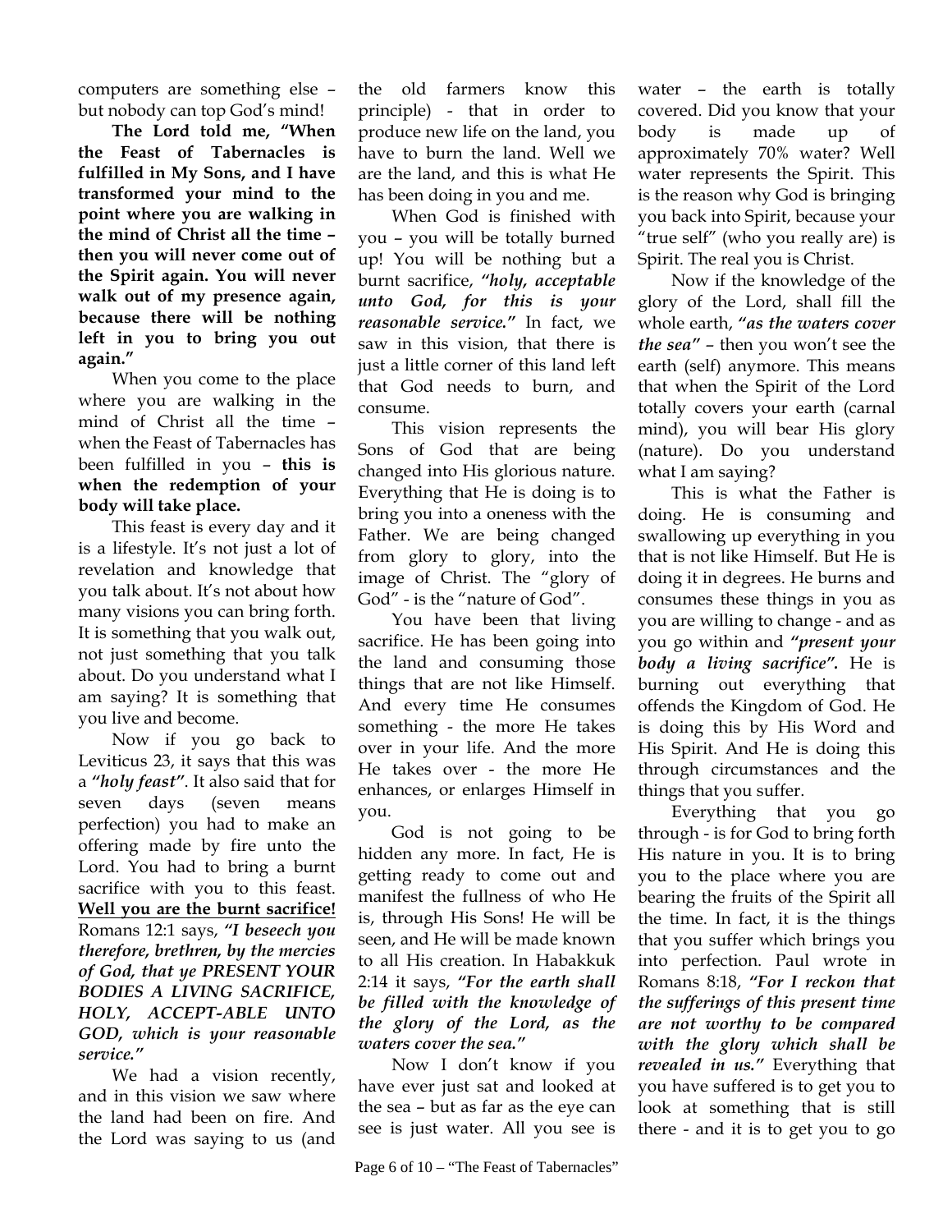computers are something else – but nobody can top God's mind!

**The Lord told me, "When the Feast of Tabernacles is fulfilled in My Sons, and I have transformed your mind to the point where you are walking in the mind of Christ all the time – then you will never come out of the Spirit again. You will never walk out of my presence again, because there will be nothing left in you to bring you out again."**

When you come to the place where you are walking in the mind of Christ all the time – when the Feast of Tabernacles has been fulfilled in you – **this is when the redemption of your body will take place.**

This feast is every day and it is a lifestyle. It's not just a lot of revelation and knowledge that you talk about. It's not about how many visions you can bring forth. It is something that you walk out, not just something that you talk about. Do you understand what I am saying? It is something that you live and become.

Now if you go back to Leviticus 23, it says that this was a ***"holy feast"***. It also said that for seven days (seven means perfection) you had to make an offering made by fire unto the Lord. You had to bring a burnt sacrifice with you to this feast. **Well you are the burnt sacrifice!** Romans 12:1 says, ***"I beseech you therefore, brethren, by the mercies of God, that ye PRESENT YOUR BODIES A LIVING SACRIFICE, HOLY, ACCEPT-ABLE UNTO GOD, which is your reasonable service."***

We had a vision recently, and in this vision we saw where the land had been on fire. And the Lord was saying to us (and the old farmers know this principle) - that in order to produce new life on the land, you have to burn the land. Well we are the land, and this is what He has been doing in you and me.

When God is finished with you – you will be totally burned up! You will be nothing but a burnt sacrifice, ***"holy, acceptable unto God, for this is your reasonable service."*** In fact, we saw in this vision, that there is just a little corner of this land left that God needs to burn, and consume.

This vision represents the Sons of God that are being changed into His glorious nature. Everything that He is doing is to bring you into a oneness with the Father. We are being changed from glory to glory, into the image of Christ. The "glory of God" - is the "nature of God".

You have been that living sacrifice. He has been going into the land and consuming those things that are not like Himself. And every time He consumes something - the more He takes over in your life. And the more He takes over - the more He enhances, or enlarges Himself in you.

God is not going to be hidden any more. In fact, He is getting ready to come out and manifest the fullness of who He is, through His Sons! He will be seen, and He will be made known to all His creation. In Habakkuk 2:14 it says, ***"For the earth shall be filled with the knowledge of the glory of the Lord, as the waters cover the sea."***

Now I don't know if you have ever just sat and looked at the sea – but as far as the eye can see is just water. All you see is water – the earth is totally covered. Did you know that your body is made up of approximately 70% water? Well water represents the Spirit. This is the reason why God is bringing you back into Spirit, because your "true self" (who you really are) is Spirit. The real you is Christ.

Now if the knowledge of the glory of the Lord, shall fill the whole earth, ***"as the waters cover the sea"*** – then you won't see the earth (self) anymore. This means that when the Spirit of the Lord totally covers your earth (carnal mind), you will bear His glory (nature). Do you understand what I am saying?

This is what the Father is doing. He is consuming and swallowing up everything in you that is not like Himself. But He is doing it in degrees. He burns and consumes these things in you as you are willing to change - and as you go within and ***"present your body a living sacrifice".*** He is burning out everything that offends the Kingdom of God. He is doing this by His Word and His Spirit. And He is doing this through circumstances and the things that you suffer.

Everything that you go through - is for God to bring forth His nature in you. It is to bring you to the place where you are bearing the fruits of the Spirit all the time. In fact, it is the things that you suffer which brings you into perfection. Paul wrote in Romans 8:18, ***"For I reckon that the sufferings of this present time are not worthy to be compared with the glory which shall be revealed in us."*** Everything that you have suffered is to get you to look at something that is still there - and it is to get you to go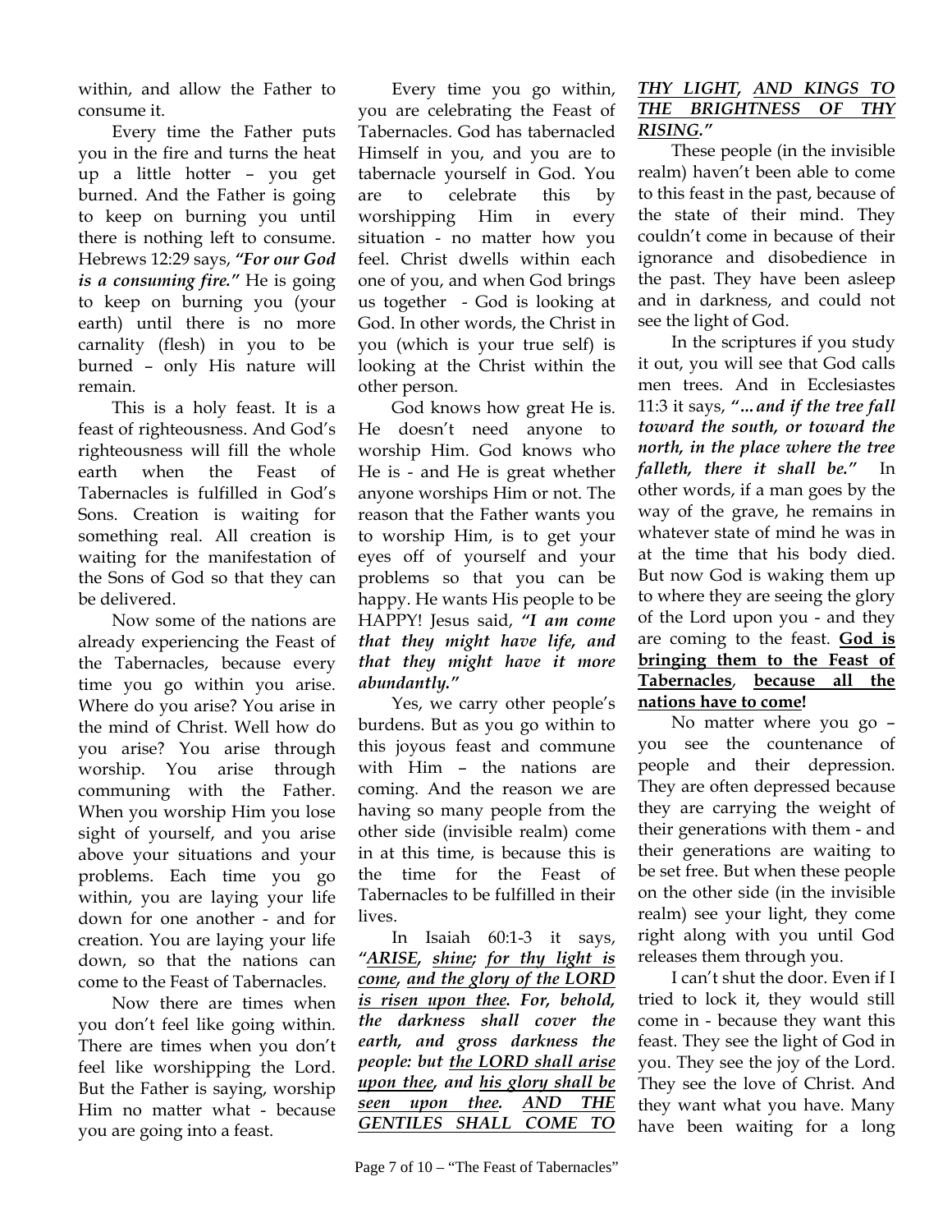within, and allow the Father to consume it.

Every time the Father puts you in the fire and turns the heat up a little hotter – you get burned. And the Father is going to keep on burning you until there is nothing left to consume. Hebrews 12:29 says, ***"For our God is a consuming fire."*** He is going to keep on burning you (your earth) until there is no more carnality (flesh) in you to be burned – only His nature will remain.

This is a holy feast. It is a feast of righteousness. And God's righteousness will fill the whole earth when the Feast of Tabernacles is fulfilled in God's Sons. Creation is waiting for something real. All creation is waiting for the manifestation of the Sons of God so that they can be delivered.

Now some of the nations are already experiencing the Feast of the Tabernacles, because every time you go within you arise. Where do you arise? You arise in the mind of Christ. Well how do you arise? You arise through worship. You arise through communing with the Father. When you worship Him you lose sight of yourself, and you arise above your situations and your problems. Each time you go within, you are laying your life down for one another - and for creation. You are laying your life down, so that the nations can come to the Feast of Tabernacles.

Now there are times when you don't feel like going within. There are times when you don't feel like worshipping the Lord. But the Father is saying, worship Him no matter what - because you are going into a feast.

Every time you go within, you are celebrating the Feast of Tabernacles. God has tabernacled Himself in you, and you are to tabernacle yourself in God. You are to celebrate this by worshipping Him in every situation - no matter how you feel. Christ dwells within each one of you, and when God brings us together - God is looking at God. In other words, the Christ in you (which is your true self) is looking at the Christ within the other person.

God knows how great He is. He doesn't need anyone to worship Him. God knows who He is - and He is great whether anyone worships Him or not. The reason that the Father wants you to worship Him, is to get your eyes off of yourself and your problems so that you can be happy. He wants His people to be HAPPY! Jesus said, ***"I am come that they might have life, and that they might have it more abundantly."***

Yes, we carry other people's burdens. But as you go within to this joyous feast and commune with Him – the nations are coming. And the reason we are having so many people from the other side (invisible realm) come in at this time, is because this is the time for the Feast of Tabernacles to be fulfilled in their lives.

In Isaiah 60:1-3 it says, ***"<u>ARISE</u>, <u>shine</u>; <u>for thy light is come</u>, <u>and the glory of the LORD is risen upon thee</u>. For, behold, the darkness shall cover the earth, and gross darkness the people: but <u>the LORD shall arise upon thee</u>, and <u>his glory shall be seen upon thee</u>. <u>AND THE GENTILES SHALL COME TO THY LIGHT</u>, <u>AND KINGS TO THE BRIGHTNESS OF THY RISING</u>."***

These people (in the invisible realm) haven't been able to come to this feast in the past, because of the state of their mind. They couldn't come in because of their ignorance and disobedience in the past. They have been asleep and in darkness, and could not see the light of God.

In the scriptures if you study it out, you will see that God calls men trees. And in Ecclesiastes 11:3 it says, ***"…and if the tree fall toward the south, or toward the north, in the place where the tree falleth, there it shall be."*** In other words, if a man goes by the way of the grave, he remains in whatever state of mind he was in at the time that his body died. But now God is waking them up to where they are seeing the glory of the Lord upon you - and they are coming to the feast. **<u>God is bringing them to the Feast of Tabernacles</u>**, **<u>because all the nations have to come</u>!**

No matter where you go – you see the countenance of people and their depression. They are often depressed because they are carrying the weight of their generations with them - and their generations are waiting to be set free. But when these people on the other side (in the invisible realm) see your light, they come right along with you until God releases them through you.

I can't shut the door. Even if I tried to lock it, they would still come in - because they want this feast. They see the light of God in you. They see the joy of the Lord. They see the love of Christ. And they want what you have. Many have been waiting for a long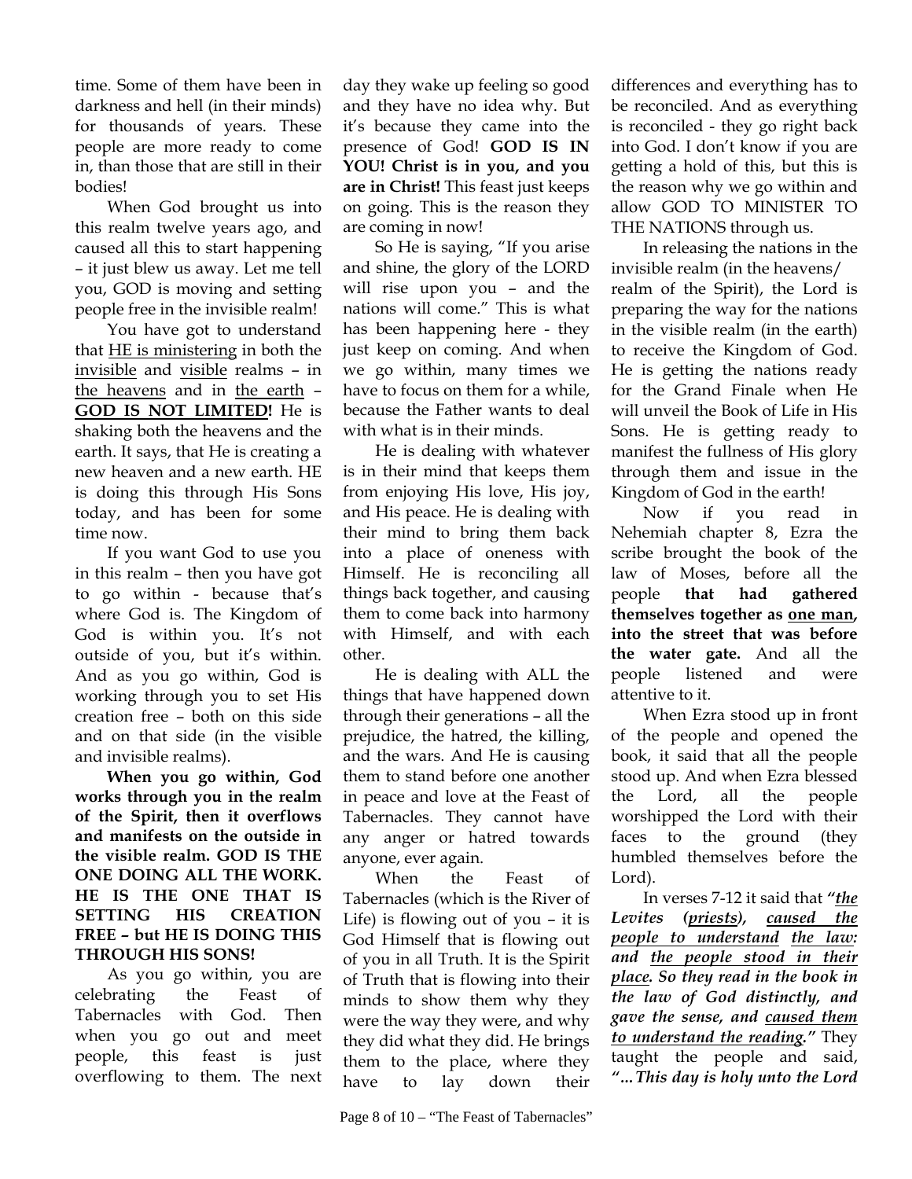time. Some of them have been in darkness and hell (in their minds) for thousands of years. These people are more ready to come in, than those that are still in their bodies!

When God brought us into this realm twelve years ago, and caused all this to start happening – it just blew us away. Let me tell you, GOD is moving and setting people free in the invisible realm!

You have got to understand that <u>HE is ministering</u> in both the <u>invisible</u> and <u>visible</u> realms – in <u>the heavens</u> and in <u>the earth</u> – **<u>GOD IS NOT LIMITED!</u>** He is shaking both the heavens and the earth. It says, that He is creating a new heaven and a new earth. HE is doing this through His Sons today, and has been for some time now.

If you want God to use you in this realm – then you have got to go within - because that's where God is. The Kingdom of God is within you. It's not outside of you, but it's within. And as you go within, God is working through you to set His creation free – both on this side and on that side (in the visible and invisible realms).

**When you go within, God works through you in the realm of the Spirit, then it overflows and manifests on the outside in the visible realm. GOD IS THE ONE DOING ALL THE WORK. HE IS THE ONE THAT IS SETTING HIS CREATION FREE – but HE IS DOING THIS THROUGH HIS SONS!**

As you go within, you are celebrating the Feast of Tabernacles with God. Then when you go out and meet people, this feast is just overflowing to them. The next day they wake up feeling so good and they have no idea why. But it's because they came into the presence of God! **GOD IS IN YOU! Christ is in you, and you are in Christ!** This feast just keeps on going. This is the reason they are coming in now!

So He is saying, "If you arise and shine, the glory of the LORD will rise upon you – and the nations will come." This is what has been happening here - they just keep on coming. And when we go within, many times we have to focus on them for a while, because the Father wants to deal with what is in their minds.

He is dealing with whatever is in their mind that keeps them from enjoying His love, His joy, and His peace. He is dealing with their mind to bring them back into a place of oneness with Himself. He is reconciling all things back together, and causing them to come back into harmony with Himself, and with each other.

He is dealing with ALL the things that have happened down through their generations – all the prejudice, the hatred, the killing, and the wars. And He is causing them to stand before one another in peace and love at the Feast of Tabernacles. They cannot have any anger or hatred towards anyone, ever again.

When the Feast of Tabernacles (which is the River of Life) is flowing out of you – it is God Himself that is flowing out of you in all Truth. It is the Spirit of Truth that is flowing into their minds to show them why they were the way they were, and why they did what they did. He brings them to the place, where they have to lay down their differences and everything has to be reconciled. And as everything is reconciled - they go right back into God. I don't know if you are getting a hold of this, but this is the reason why we go within and allow GOD TO MINISTER TO THE NATIONS through us.

In releasing the nations in the invisible realm (in the heavens/ realm of the Spirit), the Lord is preparing the way for the nations in the visible realm (in the earth) to receive the Kingdom of God. He is getting the nations ready for the Grand Finale when He will unveil the Book of Life in His Sons. He is getting ready to manifest the fullness of His glory through them and issue in the Kingdom of God in the earth!

Now if you read in Nehemiah chapter 8, Ezra the scribe brought the book of the law of Moses, before all the people **that had gathered themselves together as <u>one man</u>, into the street that was before the water gate.** And all the people listened and were attentive to it.

When Ezra stood up in front of the people and opened the book, it said that all the people stood up. And when Ezra blessed the Lord, all the people worshipped the Lord with their faces to the ground (they humbled themselves before the Lord).

In verses 7-12 it said that ***"<u>the</u> Levites (<u>priests</u>), <u>caused the people to understand</u> <u>the law:</u> and <u>the people stood in their place</u>. So they read in the book in the law of God distinctly, and gave the sense, and <u>caused them to understand the reading</u>."*** They taught the people and said, ***"...This day is holy unto the Lord***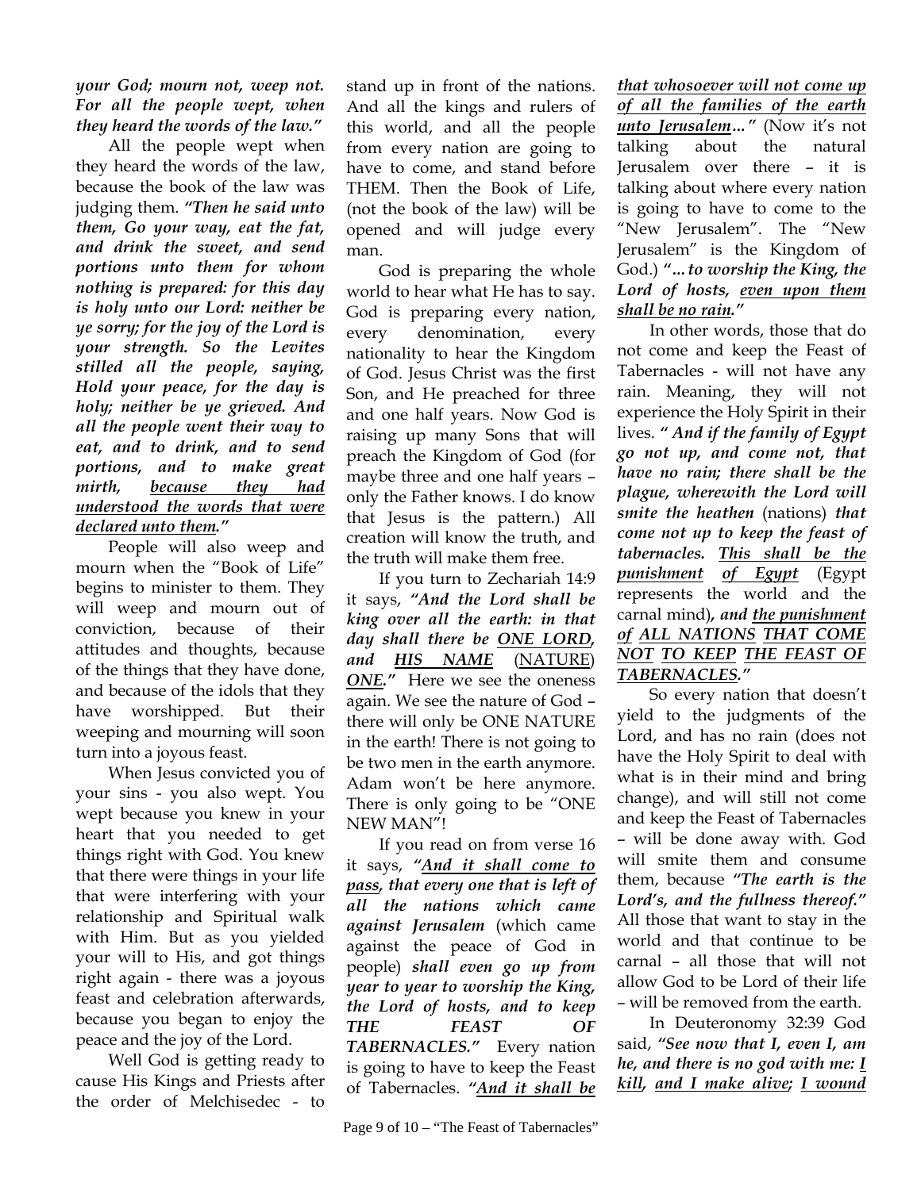***your God; mourn not, weep not. For all the people wept, when they heard the words of the law."***

All the people wept when they heard the words of the law, because the book of the law was judging them. ***"Then he said unto them, Go your way, eat the fat, and drink the sweet, and send portions unto them for whom nothing is prepared: for this day is holy unto our Lord: neither be ye sorry; for the joy of the Lord is your strength. So the Levites stilled all the people, saying, Hold your peace, for the day is holy; neither be ye grieved. And all the people went their way to eat, and to drink, and to send portions, and to make great mirth, <u>because they had understood the words that were declared unto them</u>."***

People will also weep and mourn when the "Book of Life" begins to minister to them. They will weep and mourn out of conviction, because of their attitudes and thoughts, because of the things that they have done, and because of the idols that they have worshipped. But their weeping and mourning will soon turn into a joyous feast.

When Jesus convicted you of your sins - you also wept. You wept because you knew in your heart that you needed to get things right with God. You knew that there were things in your life that were interfering with your relationship and Spiritual walk with Him. But as you yielded your will to His, and got things right again - there was a joyous feast and celebration afterwards, because you began to enjoy the peace and the joy of the Lord.

Well God is getting ready to cause His Kings and Priests after the order of Melchisedec - to stand up in front of the nations. And all the kings and rulers of this world, and all the people from every nation are going to have to come, and stand before THEM. Then the Book of Life, (not the book of the law) will be opened and will judge every man.

God is preparing the whole world to hear what He has to say. God is preparing every nation, every denomination, every nationality to hear the Kingdom of God. Jesus Christ was the first Son, and He preached for three and one half years. Now God is raising up many Sons that will preach the Kingdom of God (for maybe three and one half years – only the Father knows. I do know that Jesus is the pattern.) All creation will know the truth, and the truth will make them free.

If you turn to Zechariah 14:9 it says, ***"And the Lord shall be king over all the earth: in that day shall there be <u>ONE LORD</u>, and <u>HIS NAME</u>*** (<u>NATURE</u>) ***<u>ONE</u>."*** Here we see the oneness again. We see the nature of God – there will only be ONE NATURE in the earth! There is not going to be two men in the earth anymore. Adam won't be here anymore. There is only going to be "ONE NEW MAN"!

If you read on from verse 16 it says, ***"<u>And it shall come to pass</u>, that every one that is left of all the nations which came against Jerusalem*** (which came against the peace of God in people) ***shall even go up from year to year to worship the King, the Lord of hosts, and to keep THE FEAST OF TABERNACLES."*** Every nation is going to have to keep the Feast of Tabernacles. ***"<u>And it shall be that whosoever will not come up of all the families of the earth unto Jerusalem</u>…"*** (Now it's not talking about the natural Jerusalem over there – it is talking about where every nation is going to have to come to the "New Jerusalem". The "New Jerusalem" is the Kingdom of God.) ***"…to worship the King, the Lord of hosts, <u>even upon them shall be no rain</u>."***

In other words, those that do not come and keep the Feast of Tabernacles - will not have any rain. Meaning, they will not experience the Holy Spirit in their lives. ***" And if the family of Egypt go not up, and come not, that have no rain; there shall be the plague, wherewith the Lord will smite the heathen*** (nations) ***that come not up to keep the feast of tabernacles. <u>This shall be the punishment of Egypt</u>*** (Egypt represents the world and the carnal mind)***, and <u>the punishment of ALL NATIONS THAT COME NOT TO KEEP THE FEAST OF TABERNACLES</u>."***

So every nation that doesn't yield to the judgments of the Lord, and has no rain (does not have the Holy Spirit to deal with what is in their mind and bring change), and will still not come and keep the Feast of Tabernacles – will be done away with. God will smite them and consume them, because ***"The earth is the Lord's, and the fullness thereof."*** All those that want to stay in the world and that continue to be carnal – all those that will not allow God to be Lord of their life – will be removed from the earth.

In Deuteronomy 32:39 God said, ***"See now that I, even I, am he, and there is no god with me: <u>I kill</u>, <u>and I make alive</u>; <u>I wound</u>***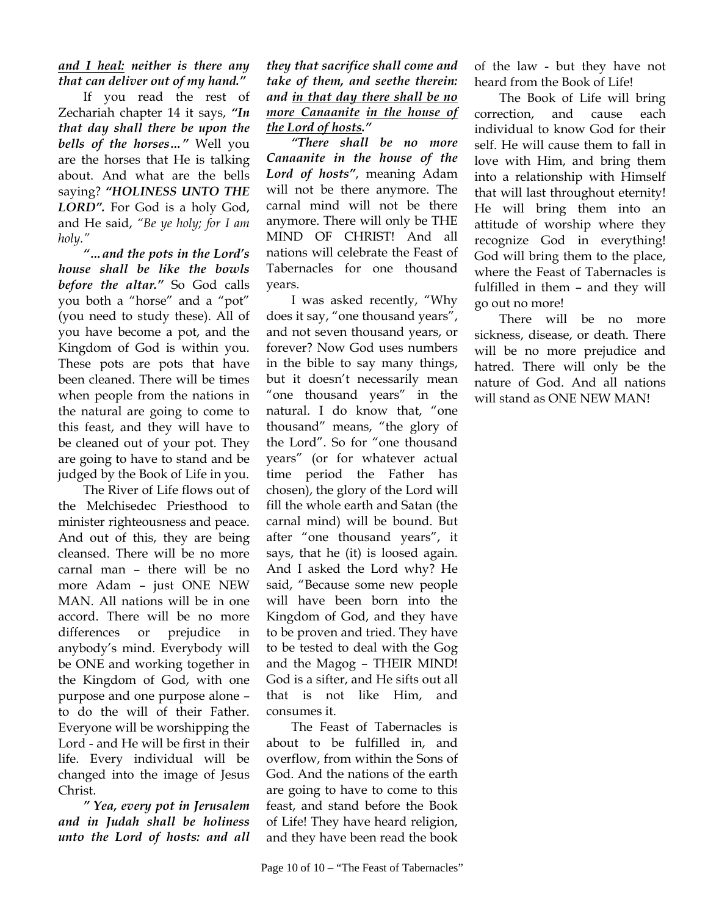***and I heal:*** ***neither is there any that can deliver out of my hand."***

If you read the rest of Zechariah chapter 14 it says, ***"In that day shall there be upon the bells of the horses…"*** Well you are the horses that He is talking about. And what are the bells saying? ***"HOLINESS UNTO THE LORD".*** For God is a holy God, and He said, *"Be ye holy; for I am holy."*

***"…and the pots in the Lord's house shall be like the bowls before the altar."*** So God calls you both a "horse" and a "pot" (you need to study these). All of you have become a pot, and the Kingdom of God is within you. These pots are pots that have been cleaned. There will be times when people from the nations in the natural are going to come to this feast, and they will have to be cleaned out of your pot. They are going to have to stand and be judged by the Book of Life in you.

The River of Life flows out of the Melchisedec Priesthood to minister righteousness and peace. And out of this, they are being cleansed. There will be no more carnal man – there will be no more Adam – just ONE NEW MAN. All nations will be in one accord. There will be no more differences or prejudice in anybody's mind. Everybody will be ONE and working together in the Kingdom of God, with one purpose and one purpose alone – to do the will of their Father. Everyone will be worshipping the Lord - and He will be first in their life. Every individual will be changed into the image of Jesus Christ.

***" Yea, every pot in Jerusalem and in Judah shall be holiness unto the Lord of hosts: and all they that sacrifice shall come and take of them, and seethe therein: and in that day there shall be no more Canaanite in the house of the Lord of hosts."***

***"There shall be no more Canaanite in the house of the Lord of hosts"***, meaning Adam will not be there anymore. The carnal mind will not be there anymore. There will only be THE MIND OF CHRIST! And all nations will celebrate the Feast of Tabernacles for one thousand years.

I was asked recently, "Why does it say, "one thousand years", and not seven thousand years, or forever? Now God uses numbers in the bible to say many things, but it doesn't necessarily mean "one thousand years" in the natural. I do know that, "one thousand" means, "the glory of the Lord". So for "one thousand years" (or for whatever actual time period the Father has chosen), the glory of the Lord will fill the whole earth and Satan (the carnal mind) will be bound. But after "one thousand years", it says, that he (it) is loosed again. And I asked the Lord why? He said, "Because some new people will have been born into the Kingdom of God, and they have to be proven and tried. They have to be tested to deal with the Gog and the Magog – THEIR MIND! God is a sifter, and He sifts out all that is not like Him, and consumes it.

The Feast of Tabernacles is about to be fulfilled in, and overflow, from within the Sons of God. And the nations of the earth are going to have to come to this feast, and stand before the Book of Life! They have heard religion, and they have been read the book of the law - but they have not heard from the Book of Life!

The Book of Life will bring correction, and cause each individual to know God for their self. He will cause them to fall in love with Him, and bring them into a relationship with Himself that will last throughout eternity! He will bring them into an attitude of worship where they recognize God in everything! God will bring them to the place, where the Feast of Tabernacles is fulfilled in them – and they will go out no more!

There will be no more sickness, disease, or death. There will be no more prejudice and hatred. There will only be the nature of God. And all nations will stand as ONE NEW MAN!